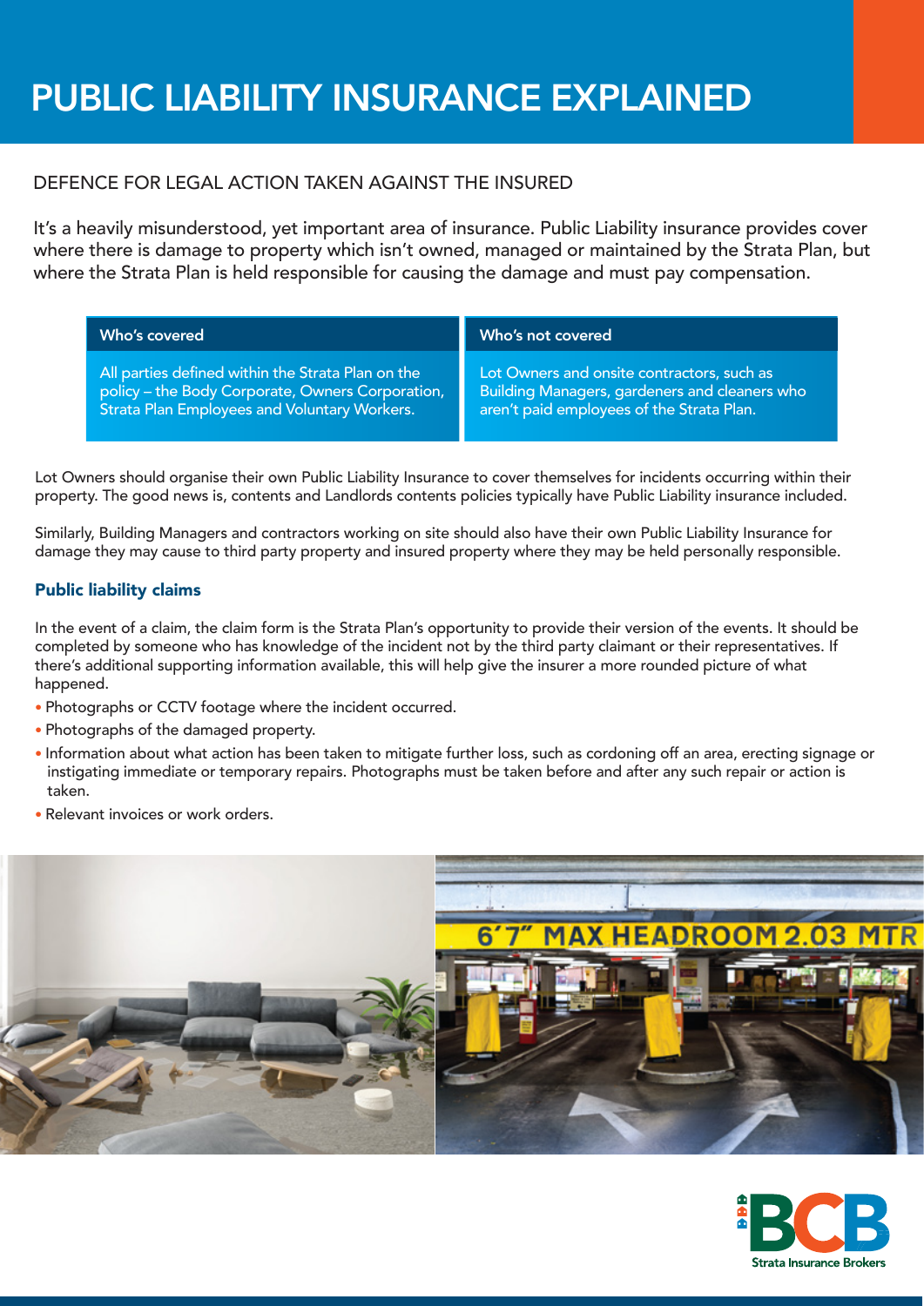# PUBLIC LIABILITY INSURANCE EXPLAINED

## DEFENCE FOR LEGAL ACTION TAKEN AGAINST THE INSURED

It's a heavily misunderstood, yet important area of insurance. Public Liability insurance provides cover where there is damage to property which isn't owned, managed or maintained by the Strata Plan, but where the Strata Plan is held responsible for causing the damage and must pay compensation.

| Who's covered | Who's not covered |
| --- | --- |
| All parties defined within the Strata Plan on the policy – the Body Corporate, Owners Corporation, Strata Plan Employees and Voluntary Workers. | Lot Owners and onsite contractors, such as Building Managers, gardeners and cleaners who aren't paid employees of the Strata Plan. |

Lot Owners should organise their own Public Liability Insurance to cover themselves for incidents occurring within their property. The good news is, contents and Landlords contents policies typically have Public Liability insurance included.

Similarly, Building Managers and contractors working on site should also have their own Public Liability Insurance for damage they may cause to third party property and insured property where they may be held personally responsible.

### Public liability claims

In the event of a claim, the claim form is the Strata Plan's opportunity to provide their version of the events. It should be completed by someone who has knowledge of the incident not by the third party claimant or their representatives. If there's additional supporting information available, this will help give the insurer a more rounded picture of what happened.

- Photographs or CCTV footage where the incident occurred.
- Photographs of the damaged property.
- Information about what action has been taken to mitigate further loss, such as cordoning off an area, erecting signage or instigating immediate or temporary repairs. Photographs must be taken before and after any such repair or action is taken.
- Relevant invoices or work orders.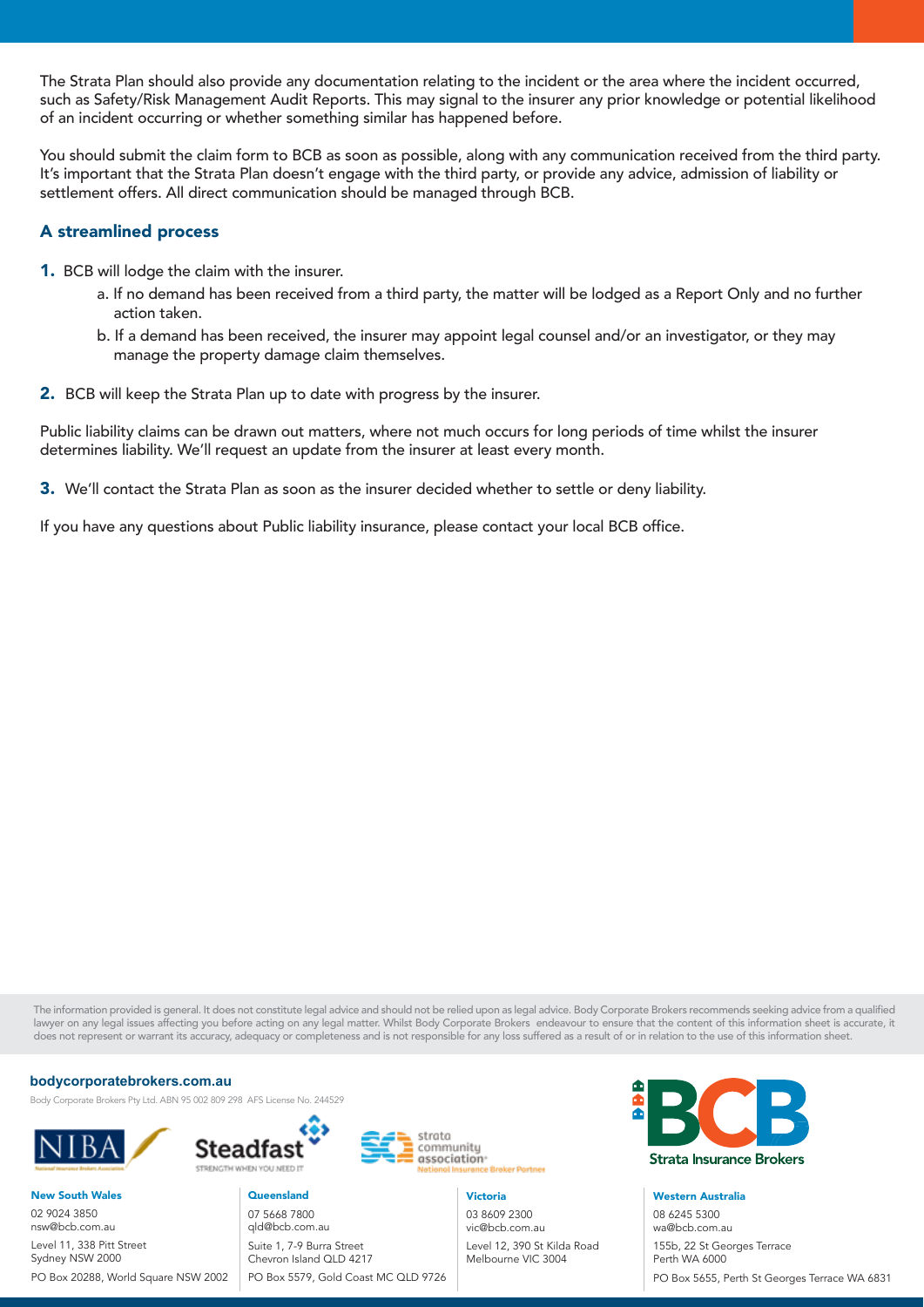The Strata Plan should also provide any documentation relating to the incident or the area where the incident occurred, such as Safety/Risk Management Audit Reports. This may signal to the insurer any prior knowledge or potential likelihood of an incident occurring or whether something similar has happened before.

You should submit the claim form to BCB as soon as possible, along with any communication received from the third party. It's important that the Strata Plan doesn't engage with the third party, or provide any advice, admission of liability or settlement offers. All direct communication should be managed through BCB.

## A streamlined process

1. BCB will lodge the claim with the insurer.
   a. If no demand has been received from a third party, the matter will be lodged as a Report Only and no further action taken.
   b. If a demand has been received, the insurer may appoint legal counsel and/or an investigator, or they may manage the property damage claim themselves.

2. BCB will keep the Strata Plan up to date with progress by the insurer.

Public liability claims can be drawn out matters, where not much occurs for long periods of time whilst the insurer determines liability. We'll request an update from the insurer at least every month.

3. We'll contact the Strata Plan as soon as the insurer decided whether to settle or deny liability.

If you have any questions about Public liability insurance, please contact your local BCB office.

The information provided is general. It does not constitute legal advice and should not be relied upon as legal advice. Body Corporate Brokers recommends seeking advice from a qualified lawyer on any legal issues affecting you before acting on any legal matter. Whilst Body Corporate Brokers endeavour to ensure that the content of this information sheet is accurate, it does not represent or warrant its accuracy, adequacy or completeness and is not responsible for any loss suffered as a result of or in relation to the use of this information sheet.

**bodycorporatebrokers.com.au**

Body Corporate Brokers Pty Ltd. ABN 95 002 809 298 AFS License No. 244529

BCB Strata Insurance Brokers

**New South Wales**
02 9024 3850
nsw@bcb.com.au
Level 11, 338 Pitt Street
Sydney NSW 2000
PO Box 20288, World Square NSW 2002

**Queensland**
07 5668 7800
qld@bcb.com.au
Suite 1, 7-9 Burra Street
Chevron Island QLD 4217
PO Box 5579, Gold Coast MC QLD 9726

**Victoria**
03 8609 2300
vic@bcb.com.au
Level 12, 390 St Kilda Road
Melbourne VIC 3004

**Western Australia**
08 6245 5300
wa@bcb.com.au
155b, 22 St Georges Terrace
Perth WA 6000
PO Box 5655, Perth St Georges Terrace WA 6831